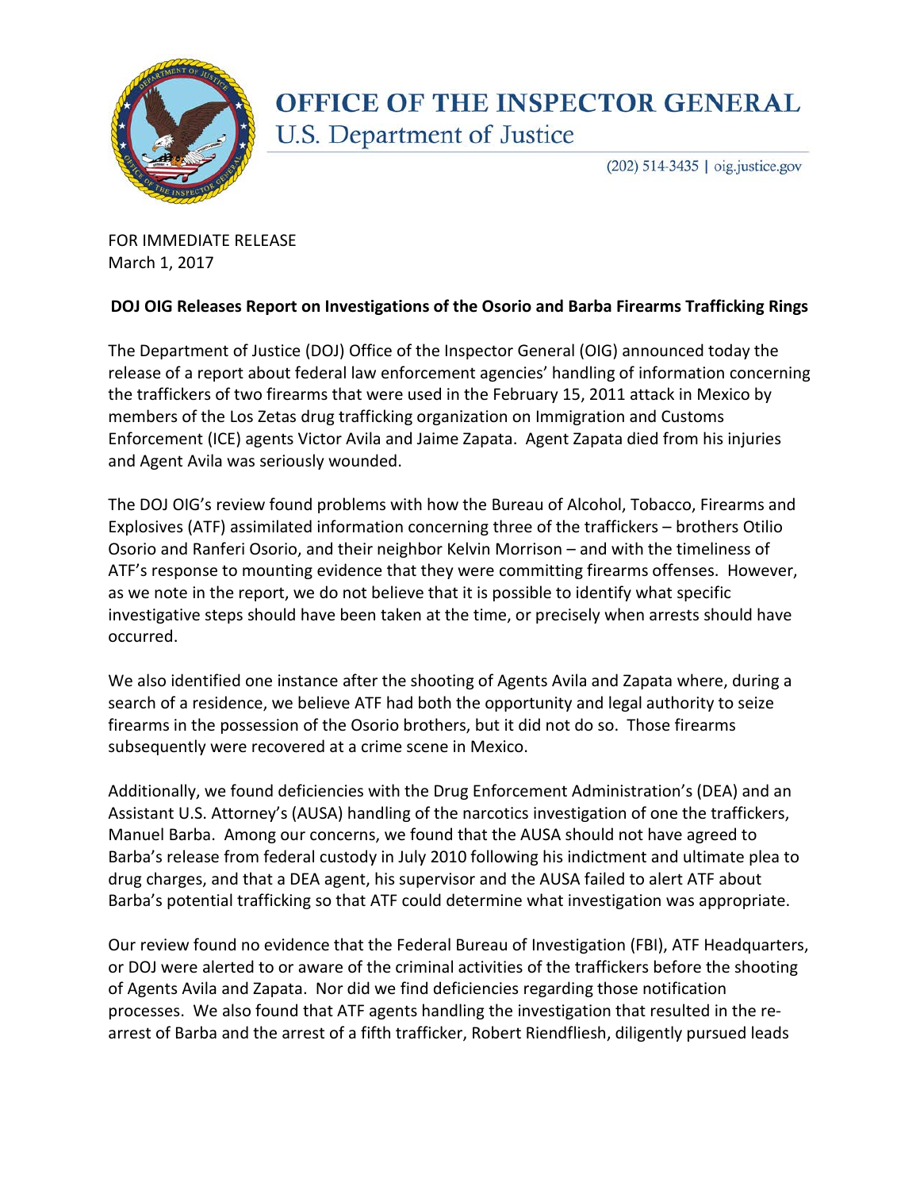# OFFICE OF THE INSPECTOR GENERAL
U.S. Department of Justice

(202) 514-3435 | oig.justice.gov

FOR IMMEDIATE RELEASE
March 1, 2017

**DOJ OIG Releases Report on Investigations of the Osorio and Barba Firearms Trafficking Rings**

The Department of Justice (DOJ) Office of the Inspector General (OIG) announced today the release of a report about federal law enforcement agencies' handling of information concerning the traffickers of two firearms that were used in the February 15, 2011 attack in Mexico by members of the Los Zetas drug trafficking organization on Immigration and Customs Enforcement (ICE) agents Victor Avila and Jaime Zapata. Agent Zapata died from his injuries and Agent Avila was seriously wounded.

The DOJ OIG's review found problems with how the Bureau of Alcohol, Tobacco, Firearms and Explosives (ATF) assimilated information concerning three of the traffickers – brothers Otilio Osorio and Ranferi Osorio, and their neighbor Kelvin Morrison – and with the timeliness of ATF's response to mounting evidence that they were committing firearms offenses. However, as we note in the report, we do not believe that it is possible to identify what specific investigative steps should have been taken at the time, or precisely when arrests should have occurred.

We also identified one instance after the shooting of Agents Avila and Zapata where, during a search of a residence, we believe ATF had both the opportunity and legal authority to seize firearms in the possession of the Osorio brothers, but it did not do so. Those firearms subsequently were recovered at a crime scene in Mexico.

Additionally, we found deficiencies with the Drug Enforcement Administration's (DEA) and an Assistant U.S. Attorney's (AUSA) handling of the narcotics investigation of one the traffickers, Manuel Barba. Among our concerns, we found that the AUSA should not have agreed to Barba's release from federal custody in July 2010 following his indictment and ultimate plea to drug charges, and that a DEA agent, his supervisor and the AUSA failed to alert ATF about Barba's potential trafficking so that ATF could determine what investigation was appropriate.

Our review found no evidence that the Federal Bureau of Investigation (FBI), ATF Headquarters, or DOJ were alerted to or aware of the criminal activities of the traffickers before the shooting of Agents Avila and Zapata. Nor did we find deficiencies regarding those notification processes. We also found that ATF agents handling the investigation that resulted in the re-arrest of Barba and the arrest of a fifth trafficker, Robert Riendfliesh, diligently pursued leads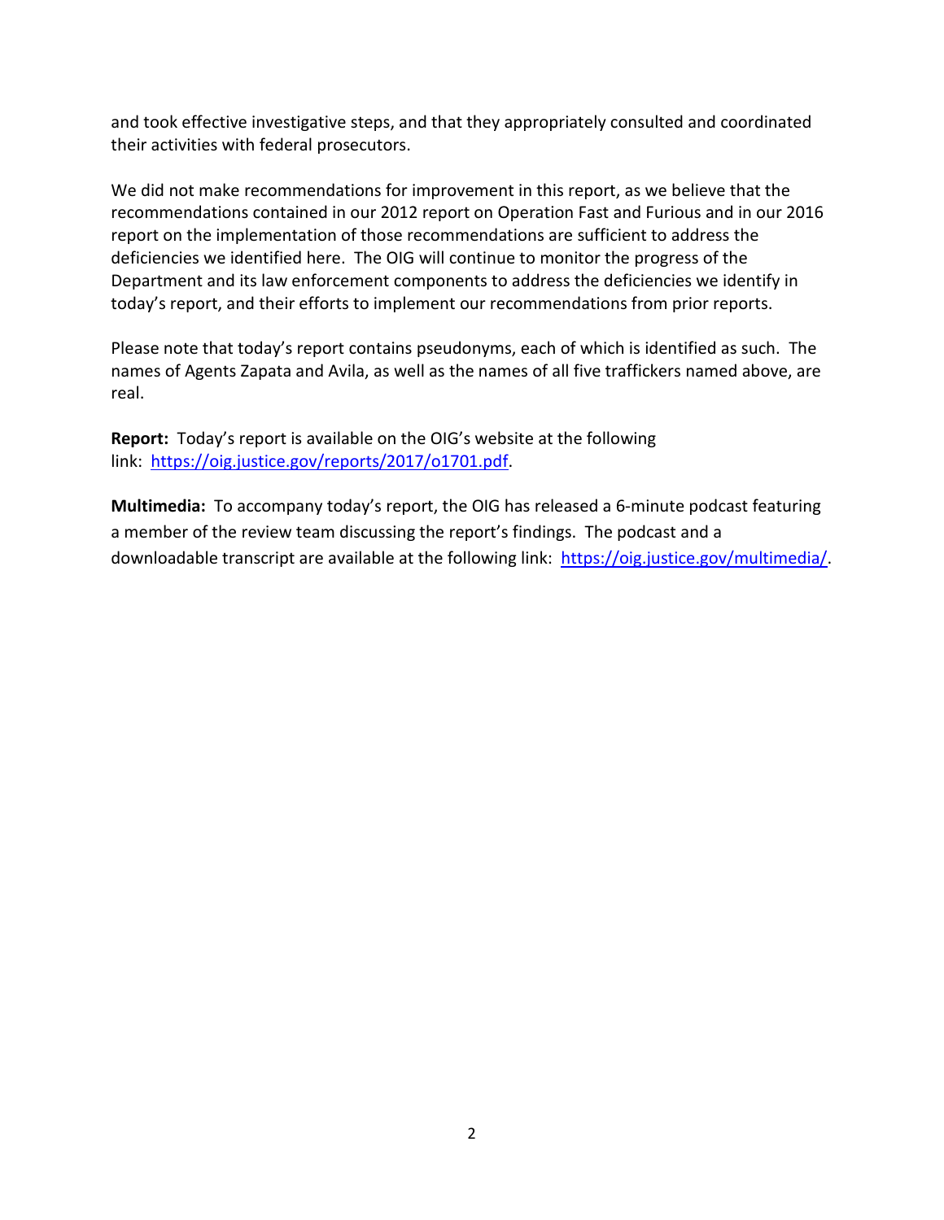and took effective investigative steps, and that they appropriately consulted and coordinated their activities with federal prosecutors.

We did not make recommendations for improvement in this report, as we believe that the recommendations contained in our 2012 report on Operation Fast and Furious and in our 2016 report on the implementation of those recommendations are sufficient to address the deficiencies we identified here. The OIG will continue to monitor the progress of the Department and its law enforcement components to address the deficiencies we identify in today's report, and their efforts to implement our recommendations from prior reports.

Please note that today's report contains pseudonyms, each of which is identified as such. The names of Agents Zapata and Avila, as well as the names of all five traffickers named above, are real.

**Report:** Today's report is available on the OIG's website at the following link: https://oig.justice.gov/reports/2017/o1701.pdf.

**Multimedia:** To accompany today's report, the OIG has released a 6-minute podcast featuring a member of the review team discussing the report's findings. The podcast and a downloadable transcript are available at the following link: https://oig.justice.gov/multimedia/.